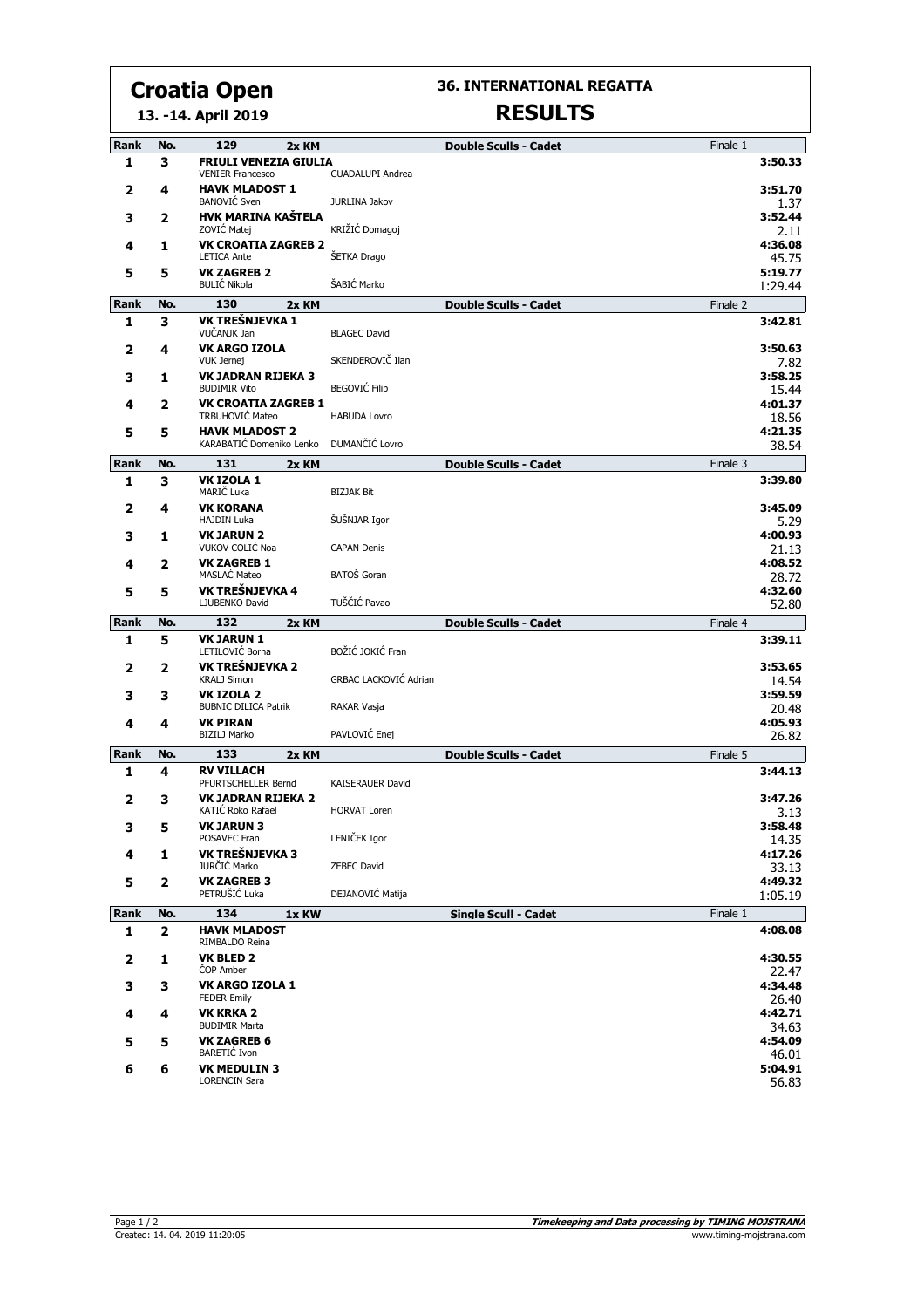# Croatia Open

**13. -14. April 2019**

## 36. INTERNATIONAL REGATTA

## RESULTS

### 129 2x KM — Double Sculls - Cadet — Finale 1

| Rank | No. | Crew | | Time |
|---|---|---|---|---|
| 1 | 3 | **FRIULI VENEZIA GIULIA** VENIER Francesco | GUADALUPI Andrea | **3:50.33** |
| 2 | 4 | **HAVK MLADOST 1** BANOVIĆ Sven | JURLINA Jakov | **3:51.70** 1.37 |
| 3 | 2 | **HVK MARINA KAŠTELA** ZOVIĆ Matej | KRIŽIĆ Domagoj | **3:52.44** 2.11 |
| 4 | 1 | **VK CROATIA ZAGREB 2** LETICA Ante | ŠETKA Drago | **4:36.08** 45.75 |
| 5 | 5 | **VK ZAGREB 2** BULIĆ Nikola | ŠABIĆ Marko | **5:19.77** 1:29.44 |

### 130 2x KM — Double Sculls - Cadet — Finale 2

| Rank | No. | Crew | | Time |
|---|---|---|---|---|
| 1 | 3 | **VK TREŠNJEVKA 1** VUČANJK Jan | BLAGEC David | **3:42.81** |
| 2 | 4 | **VK ARGO IZOLA** VUK Jernej | SKENDEROVIČ Ilan | **3:50.63** 7.82 |
| 3 | 1 | **VK JADRAN RIJEKA 3** BUDIMIR Vito | BEGOVIĆ Filip | **3:58.25** 15.44 |
| 4 | 2 | **VK CROATIA ZAGREB 1** TRBUHOVIĆ Mateo | HABUDA Lovro | **4:01.37** 18.56 |
| 5 | 5 | **HAVK MLADOST 2** KARABATIĆ Domeniko Lenko | DUMANČIĆ Lovro | **4:21.35** 38.54 |

### 131 2x KM — Double Sculls - Cadet — Finale 3

| Rank | No. | Crew | | Time |
|---|---|---|---|---|
| 1 | 3 | **VK IZOLA 1** MARIČ Luka | BIZJAK Bit | **3:39.80** |
| 2 | 4 | **VK KORANA** HAJDIN Luka | ŠUŠNJAR Igor | **3:45.09** 5.29 |
| 3 | 1 | **VK JARUN 2** VUKOV COLIĆ Noa | CAPAN Denis | **4:00.93** 21.13 |
| 4 | 2 | **VK ZAGREB 1** MASLAĆ Mateo | BATOŠ Goran | **4:08.52** 28.72 |
| 5 | 5 | **VK TREŠNJEVKA 4** LJUBENKO David | TUŠČIĆ Pavao | **4:32.60** 52.80 |

### 132 2x KM — Double Sculls - Cadet — Finale 4

| Rank | No. | Crew | | Time |
|---|---|---|---|---|
| 1 | 5 | **VK JARUN 1** LETILOVIĆ Borna | BOŽIĆ JOKIĆ Fran | **3:39.11** |
| 2 | 2 | **VK TREŠNJEVKA 2** KRALJ Simon | GRBAC LACKOVIĆ Adrian | **3:53.65** 14.54 |
| 3 | 3 | **VK IZOLA 2** BUBNIC DILICA Patrik | RAKAR Vasja | **3:59.59** 20.48 |
| 4 | 4 | **VK PIRAN** BIZILJ Marko | PAVLOVIĆ Enej | **4:05.93** 26.82 |

### 133 2x KM — Double Sculls - Cadet — Finale 5

| Rank | No. | Crew | | Time |
|---|---|---|---|---|
| 1 | 4 | **RV VILLACH** PFURTSCHELLER Bernd | KAISERAUER David | **3:44.13** |
| 2 | 3 | **VK JADRAN RIJEKA 2** KATIĆ Roko Rafael | HORVAT Loren | **3:47.26** 3.13 |
| 3 | 5 | **VK JARUN 3** POSAVEC Fran | LENIČEK Igor | **3:58.48** 14.35 |
| 4 | 1 | **VK TREŠNJEVKA 3** JURČIĆ Marko | ZEBEC David | **4:17.26** 33.13 |
| 5 | 2 | **VK ZAGREB 3** PETRUŠIĆ Luka | DEJANOVIĆ Matija | **4:49.32** 1:05.19 |

### 134 1x KW — Single Scull - Cadet — Finale 1

| Rank | No. | Crew | Time |
|---|---|---|---|
| 1 | 2 | **HAVK MLADOST** RIMBALDO Reina | **4:08.08** |
| 2 | 1 | **VK BLED 2** ČOP Amber | **4:30.55** 22.47 |
| 3 | 3 | **VK ARGO IZOLA 1** FEDER Emily | **4:34.48** 26.40 |
| 4 | 4 | **VK KRKA 2** BUDIMIR Marta | **4:42.71** 34.63 |
| 5 | 5 | **VK ZAGREB 6** BARETIĆ Ivon | **4:54.09** 46.01 |
| 6 | 6 | **VK MEDULIN 3** LORENCIN Sara | **5:04.91** 56.83 |

Created: 14. 04. 2019 11:20:05

*Timekeeping and Data processing by TIMING MOJSTRANA*
www.timing-mojstrana.com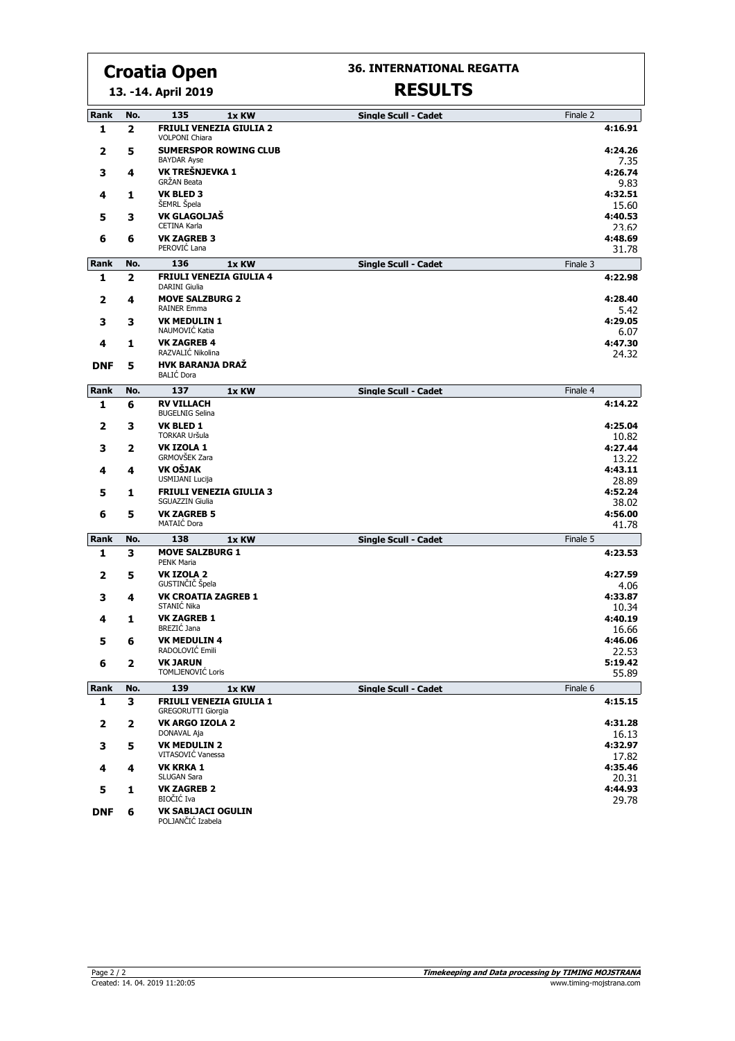# Croatia Open

**13. -14. April 2019**

## 36. INTERNATIONAL REGATTA

## RESULTS

| Rank | No. | 135 1x KW | Single Scull - Cadet | Finale 2 |
|---|---|---|---|---|
| 1 | 2 | **FRIULI VENEZIA GIULIA 2**<br>VOLPONI Chiara | | **4:16.91** |
| 2 | 5 | **SUMERSPOR ROWING CLUB**<br>BAYDAR Ayse | | **4:24.26**<br>7.35 |
| 3 | 4 | **VK TREŠNJEVKA 1**<br>GRŽAN Beata | | **4:26.74**<br>9.83 |
| 4 | 1 | **VK BLED 3**<br>ŠEMRL Špela | | **4:32.51**<br>15.60 |
| 5 | 3 | **VK GLAGOLJAŠ**<br>CETINA Karla | | **4:40.53**<br>23.62 |
| 6 | 6 | **VK ZAGREB 3**<br>PEROVIĆ Lana | | **4:48.69**<br>31.78 |

| Rank | No. | 136 1x KW | Single Scull - Cadet | Finale 3 |
|---|---|---|---|---|
| 1 | 2 | **FRIULI VENEZIA GIULIA 4**<br>DARINI Giulia | | **4:22.98** |
| 2 | 4 | **MOVE SALZBURG 2**<br>RAINER Emma | | **4:28.40**<br>5.42 |
| 3 | 3 | **VK MEDULIN 1**<br>NAUMOVIĆ Katia | | **4:29.05**<br>6.07 |
| 4 | 1 | **VK ZAGREB 4**<br>RAZVALIĆ Nikolina | | **4:47.30**<br>24.32 |
| DNF | 5 | **HVK BARANJA DRAŽ**<br>BALIĆ Dora | | |

| Rank | No. | 137 1x KW | Single Scull - Cadet | Finale 4 |
|---|---|---|---|---|
| 1 | 6 | **RV VILLACH**<br>BUGELNIG Selina | | **4:14.22** |
| 2 | 3 | **VK BLED 1**<br>TORKAR Uršula | | **4:25.04**<br>10.82 |
| 3 | 2 | **VK IZOLA 1**<br>GRMOVŠEK Zara | | **4:27.44**<br>13.22 |
| 4 | 4 | **VK OŠJAK**<br>USMIJANI Lucija | | **4:43.11**<br>28.89 |
| 5 | 1 | **FRIULI VENEZIA GIULIA 3**<br>SGUAZZIN Giulia | | **4:52.24**<br>38.02 |
| 6 | 5 | **VK ZAGREB 5**<br>MATAIĆ Dora | | **4:56.00**<br>41.78 |

| Rank | No. | 138 1x KW | Single Scull - Cadet | Finale 5 |
|---|---|---|---|---|
| 1 | 3 | **MOVE SALZBURG 1**<br>PENK Maria | | **4:23.53** |
| 2 | 5 | **VK IZOLA 2**<br>GUSTINČIČ Špela | | **4:27.59**<br>4.06 |
| 3 | 4 | **VK CROATIA ZAGREB 1**<br>STANIĆ Nika | | **4:33.87**<br>10.34 |
| 4 | 1 | **VK ZAGREB 1**<br>BREZIĆ Jana | | **4:40.19**<br>16.66 |
| 5 | 6 | **VK MEDULIN 4**<br>RADOLOVIĆ Emili | | **4:46.06**<br>22.53 |
| 6 | 2 | **VK JARUN**<br>TOMLJENOVIĆ Loris | | **5:19.42**<br>55.89 |

| Rank | No. | 139 1x KW | Single Scull - Cadet | Finale 6 |
|---|---|---|---|---|
| 1 | 3 | **FRIULI VENEZIA GIULIA 1**<br>GREGORUTTI Giorgia | | **4:15.15** |
| 2 | 2 | **VK ARGO IZOLA 2**<br>DONAVAL Aja | | **4:31.28**<br>16.13 |
| 3 | 5 | **VK MEDULIN 2**<br>VITASOVIĆ Vanessa | | **4:32.97**<br>17.82 |
| 4 | 4 | **VK KRKA 1**<br>SLUGAN Sara | | **4:35.46**<br>20.31 |
| 5 | 1 | **VK ZAGREB 2**<br>BIOČIĆ Iva | | **4:44.93**<br>29.78 |
| DNF | 6 | **VK SABLJACI OGULIN**<br>POLJANČIĆ Izabela | | |

Created: 14. 04. 2019 11:20:05

*Timekeeping and Data processing by TIMING MOJSTRANA*
www.timing-mojstrana.com